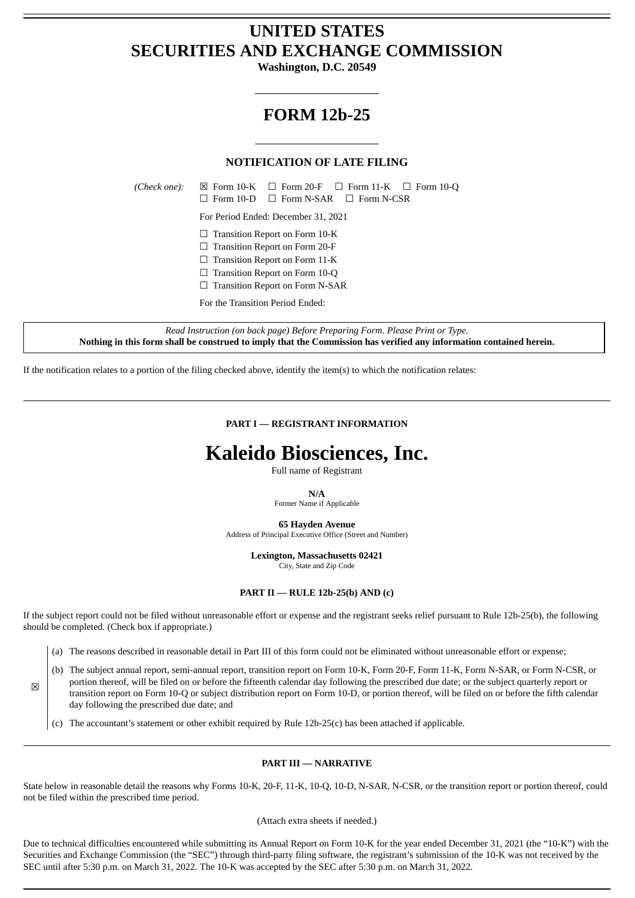# UNITED STATES
# SECURITIES AND EXCHANGE COMMISSION

**Washington, D.C. 20549**

# FORM 12b-25

### NOTIFICATION OF LATE FILING

*(Check one):* ☒ Form 10-K ☐ Form 20-F ☐ Form 11-K ☐ Form 10-Q ☐ Form 10-D ☐ Form N-SAR ☐ Form N-CSR

For Period Ended: December 31, 2021

☐ Transition Report on Form 10-K
☐ Transition Report on Form 20-F
☐ Transition Report on Form 11-K
☐ Transition Report on Form 10-Q
☐ Transition Report on Form N-SAR

For the Transition Period Ended:

*Read Instruction (on back page) Before Preparing Form. Please Print or Type.*
**Nothing in this form shall be construed to imply that the Commission has verified any information contained herein.**

If the notification relates to a portion of the filing checked above, identify the item(s) to which the notification relates:

---

### PART I — REGISTRANT INFORMATION

# Kaleido Biosciences, Inc.

Full name of Registrant

**N/A**
Former Name if Applicable

**65 Hayden Avenue**
Address of Principal Executive Office (Street and Number)

**Lexington, Massachusetts 02421**
City, State and Zip Code

### PART II — RULE 12b-25(b) AND (c)

If the subject report could not be filed without unreasonable effort or expense and the registrant seeks relief pursuant to Rule 12b-25(b), the following should be completed. (Check box if appropriate.)

☒

(a) The reasons described in reasonable detail in Part III of this form could not be eliminated without unreasonable effort or expense;

(b) The subject annual report, semi-annual report, transition report on Form 10-K, Form 20-F, Form 11-K, Form N-SAR, or Form N-CSR, or portion thereof, will be filed on or before the fifteenth calendar day following the prescribed due date; or the subject quarterly report or transition report on Form 10-Q or subject distribution report on Form 10-D, or portion thereof, will be filed on or before the fifth calendar day following the prescribed due date; and

(c) The accountant's statement or other exhibit required by Rule 12b-25(c) has been attached if applicable.

---

### PART III — NARRATIVE

State below in reasonable detail the reasons why Forms 10-K, 20-F, 11-K, 10-Q, 10-D, N-SAR, N-CSR, or the transition report or portion thereof, could not be filed within the prescribed time period.

(Attach extra sheets if needed.)

Due to technical difficulties encountered while submitting its Annual Report on Form 10-K for the year ended December 31, 2021 (the "10-K") with the Securities and Exchange Commission (the "SEC") through third-party filing software, the registrant's submission of the 10-K was not received by the SEC until after 5:30 p.m. on March 31, 2022. The 10-K was accepted by the SEC after 5:30 p.m. on March 31, 2022.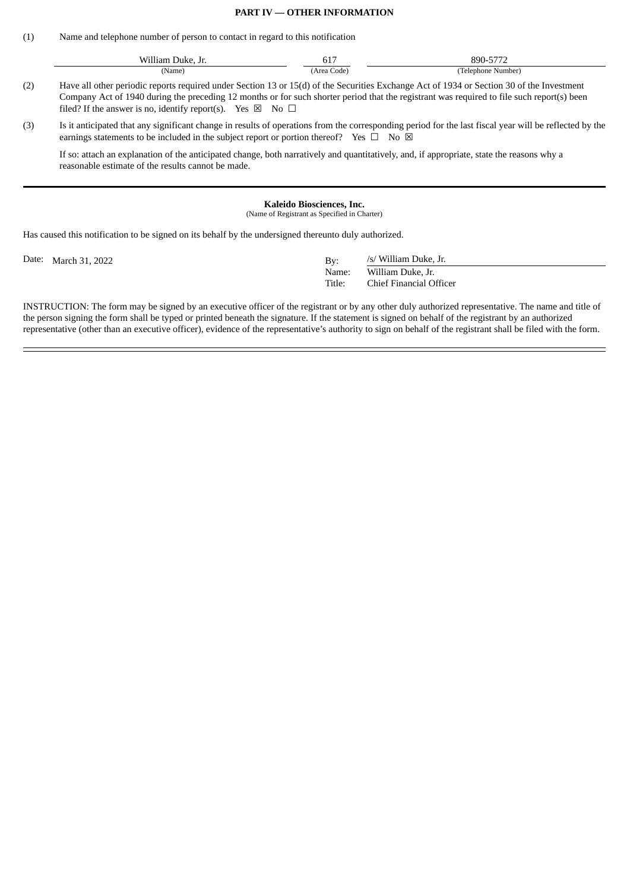**PART IV — OTHER INFORMATION**

(1) Name and telephone number of person to contact in regard to this notification

| | | |
|---|---|---|
| William Duke, Jr. | 617 | 890-5772 |
| (Name) | (Area Code) | (Telephone Number) |

(2) Have all other periodic reports required under Section 13 or 15(d) of the Securities Exchange Act of 1934 or Section 30 of the Investment Company Act of 1940 during the preceding 12 months or for such shorter period that the registrant was required to file such report(s) been filed? If the answer is no, identify report(s). Yes ☒ No ☐

(3) Is it anticipated that any significant change in results of operations from the corresponding period for the last fiscal year will be reflected by the earnings statements to be included in the subject report or portion thereof? Yes ☐ No ☒

If so: attach an explanation of the anticipated change, both narratively and quantitatively, and, if appropriate, state the reasons why a reasonable estimate of the results cannot be made.

---

**Kaleido Biosciences, Inc.**
(Name of Registrant as Specified in Charter)

Has caused this notification to be signed on its behalf by the undersigned thereunto duly authorized.

Date: March 31, 2022

By: /s/ William Duke, Jr.
Name: William Duke, Jr.
Title: Chief Financial Officer

INSTRUCTION: The form may be signed by an executive officer of the registrant or by any other duly authorized representative. The name and title of the person signing the form shall be typed or printed beneath the signature. If the statement is signed on behalf of the registrant by an authorized representative (other than an executive officer), evidence of the representative's authority to sign on behalf of the registrant shall be filed with the form.